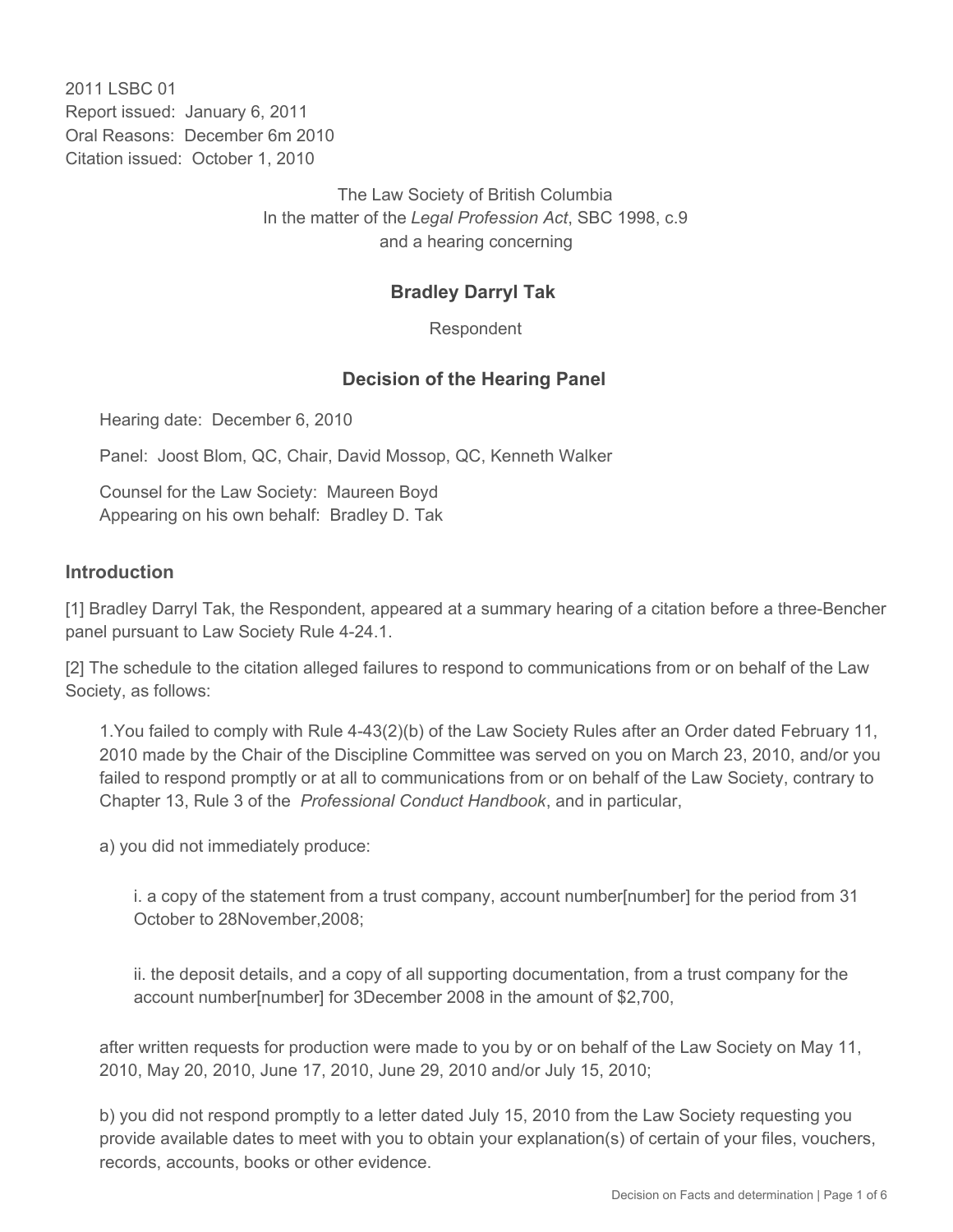2011 LSBC 01
Report issued: January 6, 2011
Oral Reasons: December 6m 2010
Citation issued: October 1, 2010

The Law Society of British Columbia
In the matter of the *Legal Profession Act*, SBC 1998, c.9
and a hearing concerning

**Bradley Darryl Tak**

Respondent

## Decision of the Hearing Panel

Hearing date: December 6, 2010

Panel: Joost Blom, QC, Chair, David Mossop, QC, Kenneth Walker

Counsel for the Law Society: Maureen Boyd
Appearing on his own behalf: Bradley D. Tak

## Introduction

[1] Bradley Darryl Tak, the Respondent, appeared at a summary hearing of a citation before a three-Bencher panel pursuant to Law Society Rule 4-24.1.

[2] The schedule to the citation alleged failures to respond to communications from or on behalf of the Law Society, as follows:

> 1.You failed to comply with Rule 4-43(2)(b) of the Law Society Rules after an Order dated February 11, 2010 made by the Chair of the Discipline Committee was served on you on March 23, 2010, and/or you failed to respond promptly or at all to communications from or on behalf of the Law Society, contrary to Chapter 13, Rule 3 of the *Professional Conduct Handbook*, and in particular,
>
> a) you did not immediately produce:
>
> > i. a copy of the statement from a trust company, account number[number] for the period from 31 October to 28November,2008;
> >
> > ii. the deposit details, and a copy of all supporting documentation, from a trust company for the account number[number] for 3December 2008 in the amount of $2,700,
>
> after written requests for production were made to you by or on behalf of the Law Society on May 11, 2010, May 20, 2010, June 17, 2010, June 29, 2010 and/or July 15, 2010;
>
> b) you did not respond promptly to a letter dated July 15, 2010 from the Law Society requesting you provide available dates to meet with you to obtain your explanation(s) of certain of your files, vouchers, records, accounts, books or other evidence.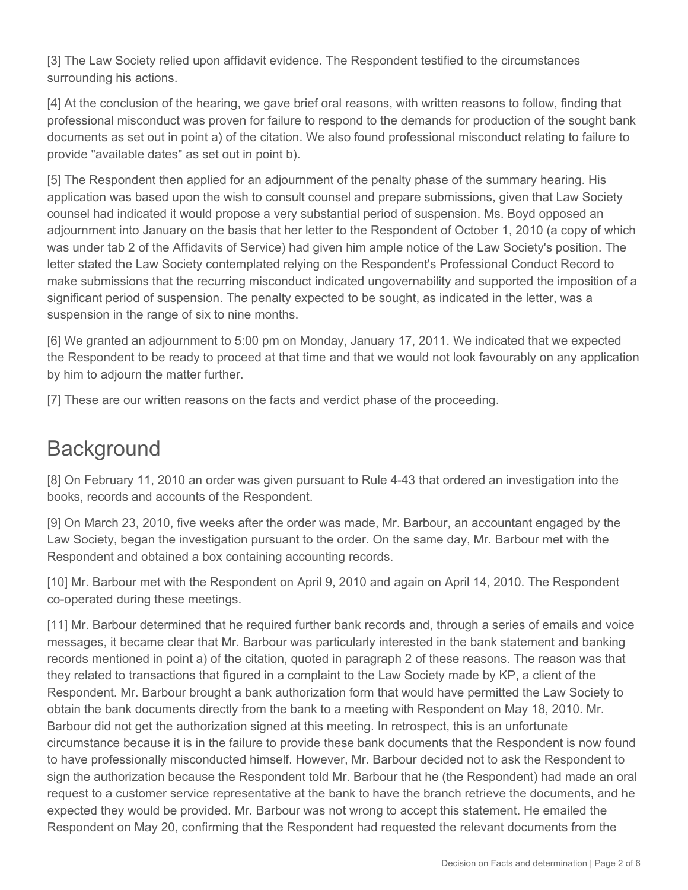[3] The Law Society relied upon affidavit evidence. The Respondent testified to the circumstances surrounding his actions.

[4] At the conclusion of the hearing, we gave brief oral reasons, with written reasons to follow, finding that professional misconduct was proven for failure to respond to the demands for production of the sought bank documents as set out in point a) of the citation. We also found professional misconduct relating to failure to provide "available dates" as set out in point b).

[5] The Respondent then applied for an adjournment of the penalty phase of the summary hearing. His application was based upon the wish to consult counsel and prepare submissions, given that Law Society counsel had indicated it would propose a very substantial period of suspension. Ms. Boyd opposed an adjournment into January on the basis that her letter to the Respondent of October 1, 2010 (a copy of which was under tab 2 of the Affidavits of Service) had given him ample notice of the Law Society's position. The letter stated the Law Society contemplated relying on the Respondent's Professional Conduct Record to make submissions that the recurring misconduct indicated ungovernability and supported the imposition of a significant period of suspension. The penalty expected to be sought, as indicated in the letter, was a suspension in the range of six to nine months.

[6] We granted an adjournment to 5:00 pm on Monday, January 17, 2011. We indicated that we expected the Respondent to be ready to proceed at that time and that we would not look favourably on any application by him to adjourn the matter further.

[7] These are our written reasons on the facts and verdict phase of the proceeding.

## Background

[8] On February 11, 2010 an order was given pursuant to Rule 4-43 that ordered an investigation into the books, records and accounts of the Respondent.

[9] On March 23, 2010, five weeks after the order was made, Mr. Barbour, an accountant engaged by the Law Society, began the investigation pursuant to the order. On the same day, Mr. Barbour met with the Respondent and obtained a box containing accounting records.

[10] Mr. Barbour met with the Respondent on April 9, 2010 and again on April 14, 2010. The Respondent co-operated during these meetings.

[11] Mr. Barbour determined that he required further bank records and, through a series of emails and voice messages, it became clear that Mr. Barbour was particularly interested in the bank statement and banking records mentioned in point a) of the citation, quoted in paragraph 2 of these reasons. The reason was that they related to transactions that figured in a complaint to the Law Society made by KP, a client of the Respondent. Mr. Barbour brought a bank authorization form that would have permitted the Law Society to obtain the bank documents directly from the bank to a meeting with Respondent on May 18, 2010. Mr. Barbour did not get the authorization signed at this meeting. In retrospect, this is an unfortunate circumstance because it is in the failure to provide these bank documents that the Respondent is now found to have professionally misconducted himself. However, Mr. Barbour decided not to ask the Respondent to sign the authorization because the Respondent told Mr. Barbour that he (the Respondent) had made an oral request to a customer service representative at the bank to have the branch retrieve the documents, and he expected they would be provided. Mr. Barbour was not wrong to accept this statement. He emailed the Respondent on May 20, confirming that the Respondent had requested the relevant documents from the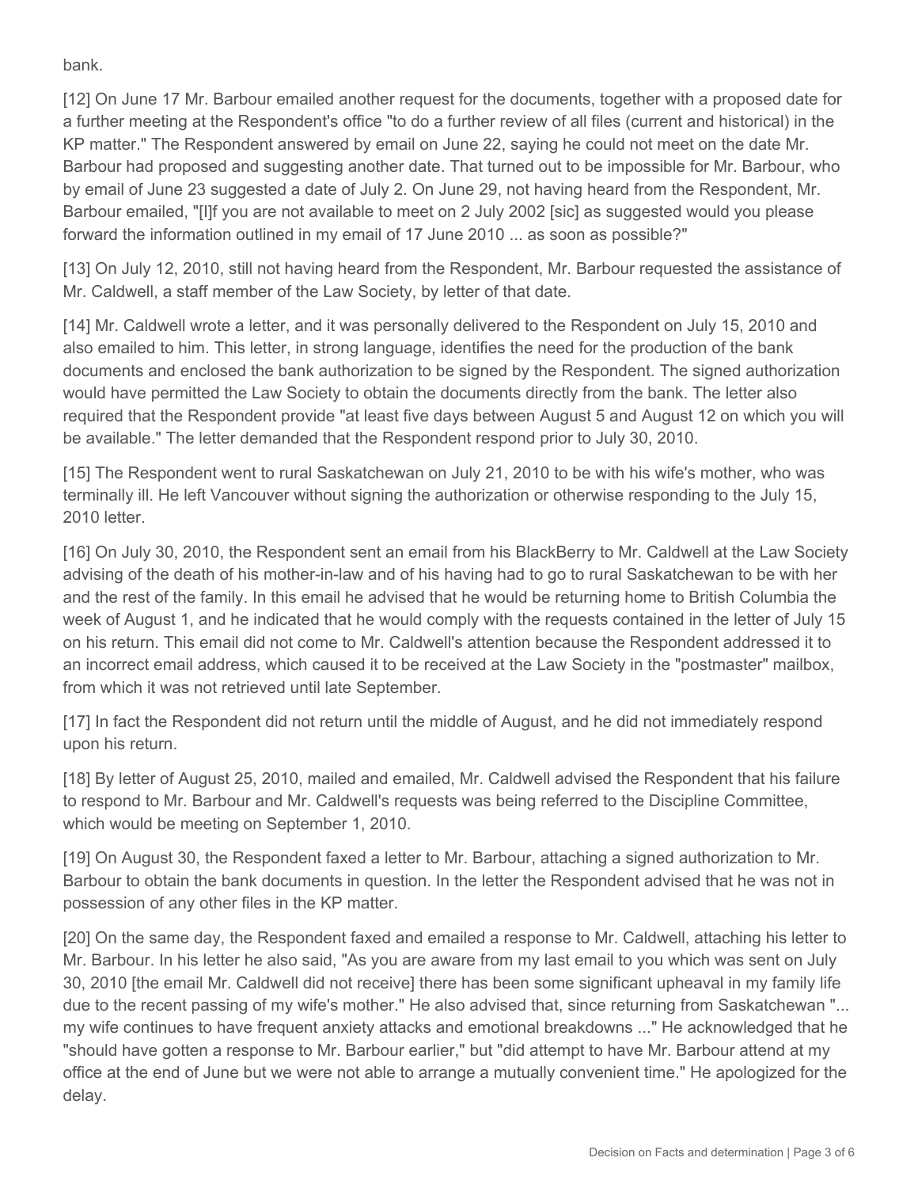bank.

[12] On June 17 Mr. Barbour emailed another request for the documents, together with a proposed date for a further meeting at the Respondent's office "to do a further review of all files (current and historical) in the KP matter." The Respondent answered by email on June 22, saying he could not meet on the date Mr. Barbour had proposed and suggesting another date. That turned out to be impossible for Mr. Barbour, who by email of June 23 suggested a date of July 2. On June 29, not having heard from the Respondent, Mr. Barbour emailed, "[I]f you are not available to meet on 2 July 2002 [sic] as suggested would you please forward the information outlined in my email of 17 June 2010 ... as soon as possible?"

[13] On July 12, 2010, still not having heard from the Respondent, Mr. Barbour requested the assistance of Mr. Caldwell, a staff member of the Law Society, by letter of that date.

[14] Mr. Caldwell wrote a letter, and it was personally delivered to the Respondent on July 15, 2010 and also emailed to him. This letter, in strong language, identifies the need for the production of the bank documents and enclosed the bank authorization to be signed by the Respondent. The signed authorization would have permitted the Law Society to obtain the documents directly from the bank. The letter also required that the Respondent provide "at least five days between August 5 and August 12 on which you will be available." The letter demanded that the Respondent respond prior to July 30, 2010.

[15] The Respondent went to rural Saskatchewan on July 21, 2010 to be with his wife's mother, who was terminally ill. He left Vancouver without signing the authorization or otherwise responding to the July 15, 2010 letter.

[16] On July 30, 2010, the Respondent sent an email from his BlackBerry to Mr. Caldwell at the Law Society advising of the death of his mother-in-law and of his having had to go to rural Saskatchewan to be with her and the rest of the family. In this email he advised that he would be returning home to British Columbia the week of August 1, and he indicated that he would comply with the requests contained in the letter of July 15 on his return. This email did not come to Mr. Caldwell's attention because the Respondent addressed it to an incorrect email address, which caused it to be received at the Law Society in the "postmaster" mailbox, from which it was not retrieved until late September.

[17] In fact the Respondent did not return until the middle of August, and he did not immediately respond upon his return.

[18] By letter of August 25, 2010, mailed and emailed, Mr. Caldwell advised the Respondent that his failure to respond to Mr. Barbour and Mr. Caldwell's requests was being referred to the Discipline Committee, which would be meeting on September 1, 2010.

[19] On August 30, the Respondent faxed a letter to Mr. Barbour, attaching a signed authorization to Mr. Barbour to obtain the bank documents in question. In the letter the Respondent advised that he was not in possession of any other files in the KP matter.

[20] On the same day, the Respondent faxed and emailed a response to Mr. Caldwell, attaching his letter to Mr. Barbour. In his letter he also said, "As you are aware from my last email to you which was sent on July 30, 2010 [the email Mr. Caldwell did not receive] there has been some significant upheaval in my family life due to the recent passing of my wife's mother." He also advised that, since returning from Saskatchewan "... my wife continues to have frequent anxiety attacks and emotional breakdowns ..." He acknowledged that he "should have gotten a response to Mr. Barbour earlier," but "did attempt to have Mr. Barbour attend at my office at the end of June but we were not able to arrange a mutually convenient time." He apologized for the delay.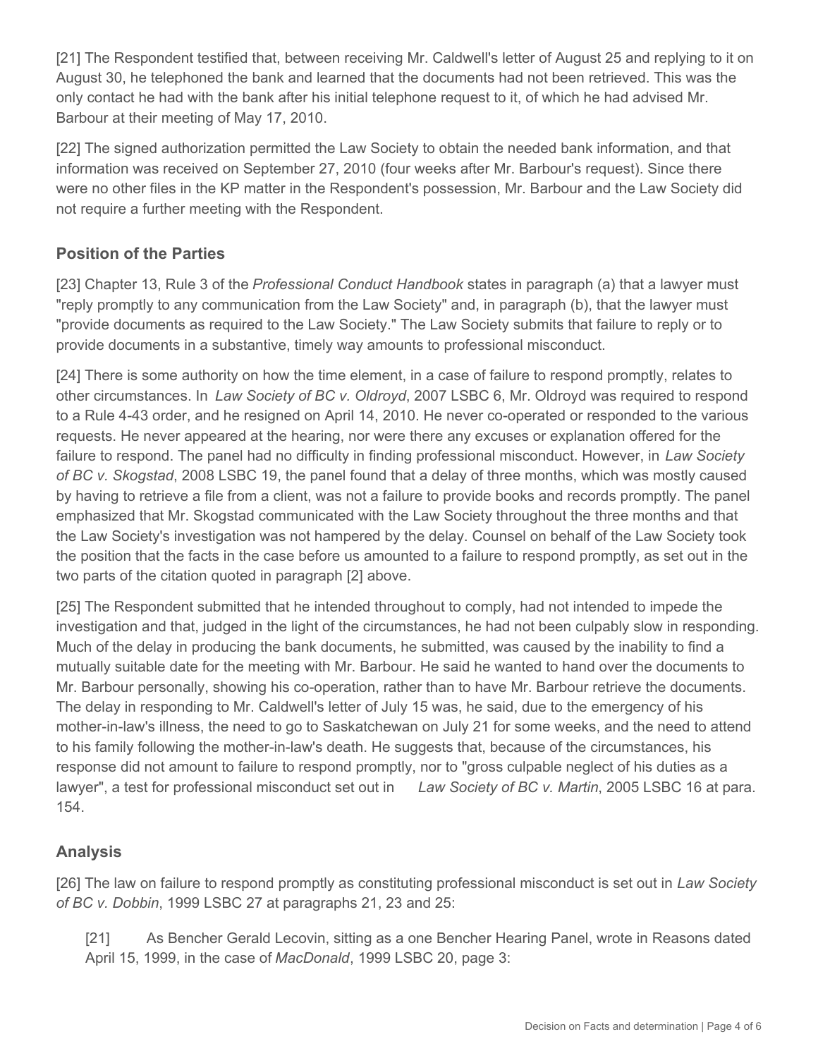[21] The Respondent testified that, between receiving Mr. Caldwell's letter of August 25 and replying to it on August 30, he telephoned the bank and learned that the documents had not been retrieved. This was the only contact he had with the bank after his initial telephone request to it, of which he had advised Mr. Barbour at their meeting of May 17, 2010.

[22] The signed authorization permitted the Law Society to obtain the needed bank information, and that information was received on September 27, 2010 (four weeks after Mr. Barbour's request). Since there were no other files in the KP matter in the Respondent's possession, Mr. Barbour and the Law Society did not require a further meeting with the Respondent.

## Position of the Parties

[23] Chapter 13, Rule 3 of the *Professional Conduct Handbook* states in paragraph (a) that a lawyer must "reply promptly to any communication from the Law Society" and, in paragraph (b), that the lawyer must "provide documents as required to the Law Society." The Law Society submits that failure to reply or to provide documents in a substantive, timely way amounts to professional misconduct.

[24] There is some authority on how the time element, in a case of failure to respond promptly, relates to other circumstances. In *Law Society of BC v. Oldroyd*, 2007 LSBC 6, Mr. Oldroyd was required to respond to a Rule 4-43 order, and he resigned on April 14, 2010. He never co-operated or responded to the various requests. He never appeared at the hearing, nor were there any excuses or explanation offered for the failure to respond. The panel had no difficulty in finding professional misconduct. However, in *Law Society of BC v. Skogstad*, 2008 LSBC 19, the panel found that a delay of three months, which was mostly caused by having to retrieve a file from a client, was not a failure to provide books and records promptly. The panel emphasized that Mr. Skogstad communicated with the Law Society throughout the three months and that the Law Society's investigation was not hampered by the delay. Counsel on behalf of the Law Society took the position that the facts in the case before us amounted to a failure to respond promptly, as set out in the two parts of the citation quoted in paragraph [2] above.

[25] The Respondent submitted that he intended throughout to comply, had not intended to impede the investigation and that, judged in the light of the circumstances, he had not been culpably slow in responding. Much of the delay in producing the bank documents, he submitted, was caused by the inability to find a mutually suitable date for the meeting with Mr. Barbour. He said he wanted to hand over the documents to Mr. Barbour personally, showing his co-operation, rather than to have Mr. Barbour retrieve the documents. The delay in responding to Mr. Caldwell's letter of July 15 was, he said, due to the emergency of his mother-in-law's illness, the need to go to Saskatchewan on July 21 for some weeks, and the need to attend to his family following the mother-in-law's death. He suggests that, because of the circumstances, his response did not amount to failure to respond promptly, nor to "gross culpable neglect of his duties as a lawyer", a test for professional misconduct set out in *Law Society of BC v. Martin*, 2005 LSBC 16 at para. 154.

## Analysis

[26] The law on failure to respond promptly as constituting professional misconduct is set out in *Law Society of BC v. Dobbin*, 1999 LSBC 27 at paragraphs 21, 23 and 25:

> [21] As Bencher Gerald Lecovin, sitting as a one Bencher Hearing Panel, wrote in Reasons dated April 15, 1999, in the case of *MacDonald*, 1999 LSBC 20, page 3: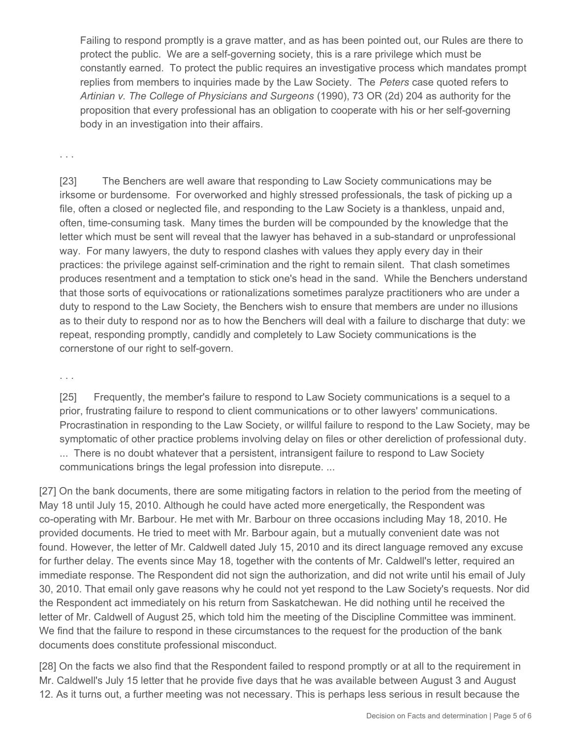> Failing to respond promptly is a grave matter, and as has been pointed out, our Rules are there to protect the public. We are a self-governing society, this is a rare privilege which must be constantly earned. To protect the public requires an investigative process which mandates prompt replies from members to inquiries made by the Law Society. The *Peters* case quoted refers to *Artinian v. The College of Physicians and Surgeons* (1990), 73 OR (2d) 204 as authority for the proposition that every professional has an obligation to cooperate with his or her self-governing body in an investigation into their affairs.
>
> . . .
>
> [23] The Benchers are well aware that responding to Law Society communications may be irksome or burdensome. For overworked and highly stressed professionals, the task of picking up a file, often a closed or neglected file, and responding to the Law Society is a thankless, unpaid and, often, time-consuming task. Many times the burden will be compounded by the knowledge that the letter which must be sent will reveal that the lawyer has behaved in a sub-standard or unprofessional way. For many lawyers, the duty to respond clashes with values they apply every day in their practices: the privilege against self-crimination and the right to remain silent. That clash sometimes produces resentment and a temptation to stick one's head in the sand. While the Benchers understand that those sorts of equivocations or rationalizations sometimes paralyze practitioners who are under a duty to respond to the Law Society, the Benchers wish to ensure that members are under no illusions as to their duty to respond nor as to how the Benchers will deal with a failure to discharge that duty: we repeat, responding promptly, candidly and completely to Law Society communications is the cornerstone of our right to self-govern.
>
> . . .
>
> [25] Frequently, the member's failure to respond to Law Society communications is a sequel to a prior, frustrating failure to respond to client communications or to other lawyers' communications. Procrastination in responding to the Law Society, or willful failure to respond to the Law Society, may be symptomatic of other practice problems involving delay on files or other dereliction of professional duty. ... There is no doubt whatever that a persistent, intransigent failure to respond to Law Society communications brings the legal profession into disrepute. ...

[27] On the bank documents, there are some mitigating factors in relation to the period from the meeting of May 18 until July 15, 2010. Although he could have acted more energetically, the Respondent was co-operating with Mr. Barbour. He met with Mr. Barbour on three occasions including May 18, 2010. He provided documents. He tried to meet with Mr. Barbour again, but a mutually convenient date was not found. However, the letter of Mr. Caldwell dated July 15, 2010 and its direct language removed any excuse for further delay. The events since May 18, together with the contents of Mr. Caldwell's letter, required an immediate response. The Respondent did not sign the authorization, and did not write until his email of July 30, 2010. That email only gave reasons why he could not yet respond to the Law Society's requests. Nor did the Respondent act immediately on his return from Saskatchewan. He did nothing until he received the letter of Mr. Caldwell of August 25, which told him the meeting of the Discipline Committee was imminent. We find that the failure to respond in these circumstances to the request for the production of the bank documents does constitute professional misconduct.

[28] On the facts we also find that the Respondent failed to respond promptly or at all to the requirement in Mr. Caldwell's July 15 letter that he provide five days that he was available between August 3 and August 12. As it turns out, a further meeting was not necessary. This is perhaps less serious in result because the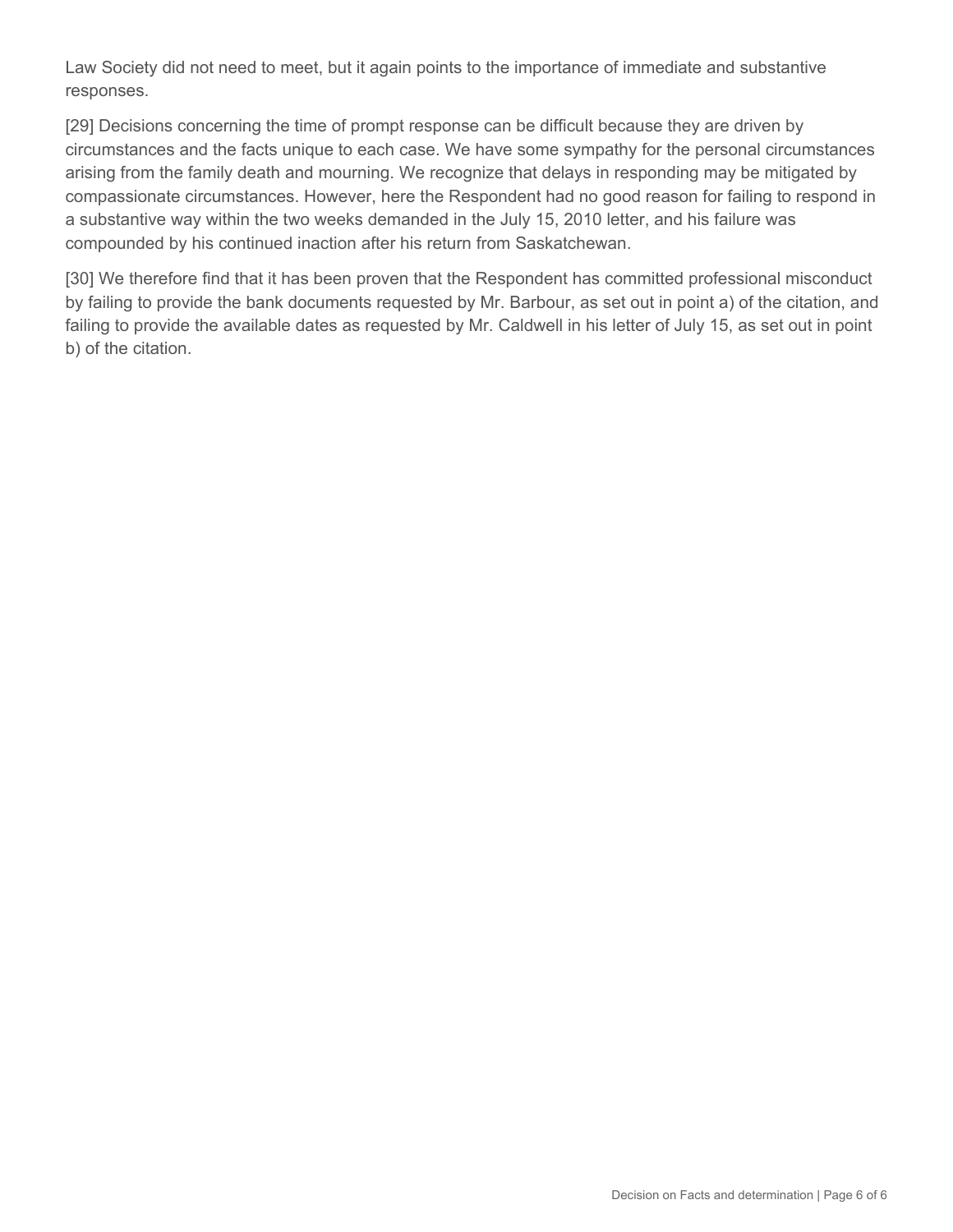Law Society did not need to meet, but it again points to the importance of immediate and substantive responses.

[29] Decisions concerning the time of prompt response can be difficult because they are driven by circumstances and the facts unique to each case. We have some sympathy for the personal circumstances arising from the family death and mourning. We recognize that delays in responding may be mitigated by compassionate circumstances. However, here the Respondent had no good reason for failing to respond in a substantive way within the two weeks demanded in the July 15, 2010 letter, and his failure was compounded by his continued inaction after his return from Saskatchewan.

[30] We therefore find that it has been proven that the Respondent has committed professional misconduct by failing to provide the bank documents requested by Mr. Barbour, as set out in point a) of the citation, and failing to provide the available dates as requested by Mr. Caldwell in his letter of July 15, as set out in point b) of the citation.